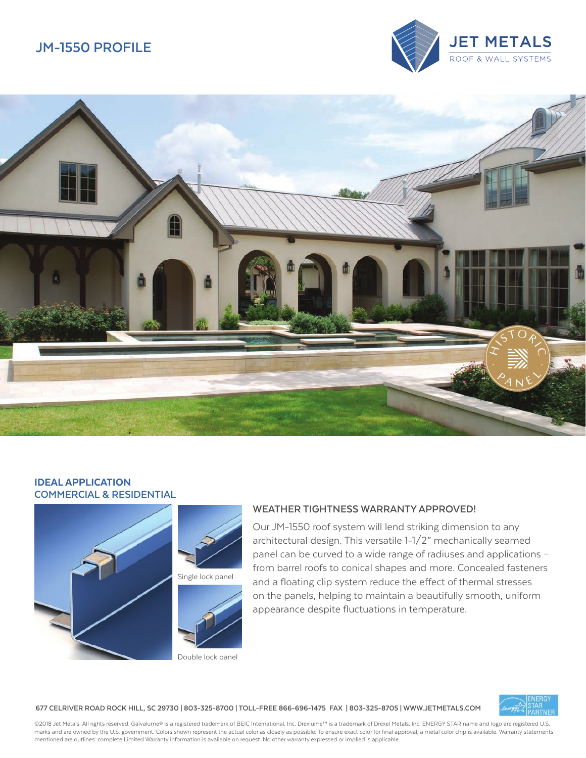# JM-1550 PROFILE

JET METALS
ROOF & WALL SYSTEMS

HISTORIC PANEL

## IDEAL APPLICATION
## COMMERCIAL & RESIDENTIAL

Single lock panel

Double lock panel

### WEATHER TIGHTNESS WARRANTY APPROVED!

Our JM-1550 roof system will lend striking dimension to any architectural design. This versatile 1-1/2" mechanically seamed panel can be curved to a wide range of radiuses and applications – from barrel roofs to conical shapes and more. Concealed fasteners and a floating clip system reduce the effect of thermal stresses on the panels, helping to maintain a beautifully smooth, uniform appearance despite fluctuations in temperature.

677 CELRIVER ROAD ROCK HILL, SC 29730 | 803-325-8700 | TOLL-FREE 866-696-1475 FAX | 803-325-8705 | WWW.JETMETALS.COM

ENERGY STAR PARTNER

©2018 Jet Metals. All rights reserved. Galvalume® is a registered trademark of BEIC International, Inc. Drexlume™ is a trademark of Drexel Metals, Inc. ENERGY STAR name and logo are registered U.S. marks and are owned by the U.S. government. Colors shown represent the actual color as closely as possible. To ensure exact color for final approval, a metal color chip is available. Warranty statements mentioned are outlines: complete Limited Warranty information is available on request. No other warranty expressed or implied is applicable.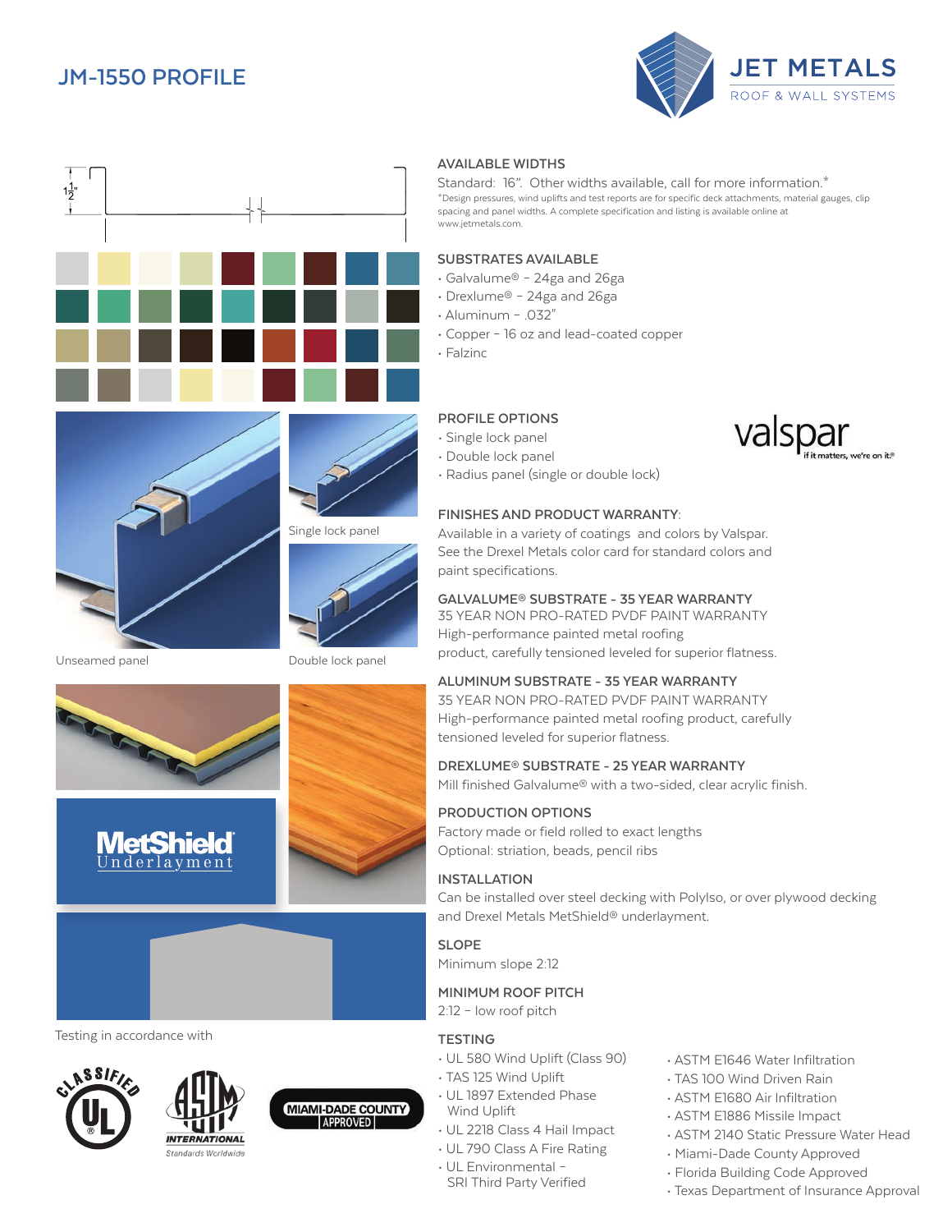# JM-1550 PROFILE

JET METALS
ROOF & WALL SYSTEMS

1½"

Unseamed panel

Single lock panel

Double lock panel

MetShield Underlayment

Testing in accordance with

## AVAILABLE WIDTHS

Standard: 16". Other widths available, call for more information.*

*Design pressures, wind uplifts and test reports are for specific deck attachments, material gauges, clip spacing and panel widths. A complete specification and listing is available online at www.jetmetals.com.

## SUBSTRATES AVAILABLE

- Galvalume® – 24ga and 26ga
- Drexlume® – 24ga and 26ga
- Aluminum – .032"
- Copper – 16 oz and lead-coated copper
- Falzinc

## PROFILE OPTIONS

- Single lock panel
- Double lock panel
- Radius panel (single or double lock)

valspar
if it matters, we're on it.®

## FINISHES AND PRODUCT WARRANTY:

Available in a variety of coatings and colors by Valspar. See the Drexel Metals color card for standard colors and paint specifications.

## GALVALUME® SUBSTRATE - 35 YEAR WARRANTY

35 YEAR NON PRO-RATED PVDF PAINT WARRANTY
High-performance painted metal roofing product, carefully tensioned leveled for superior flatness.

## ALUMINUM SUBSTRATE - 35 YEAR WARRANTY

35 YEAR NON PRO-RATED PVDF PAINT WARRANTY
High-performance painted metal roofing product, carefully tensioned leveled for superior flatness.

## DREXLUME® SUBSTRATE - 25 YEAR WARRANTY

Mill finished Galvalume® with a two-sided, clear acrylic finish.

## PRODUCTION OPTIONS

Factory made or field rolled to exact lengths
Optional: striation, beads, pencil ribs

## INSTALLATION

Can be installed over steel decking with PolyIso, or over plywood decking and Drexel Metals MetShield® underlayment.

## SLOPE

Minimum slope 2:12

## MINIMUM ROOF PITCH

2:12 – low roof pitch

## TESTING

- UL 580 Wind Uplift (Class 90)
- TAS 125 Wind Uplift
- UL 1897 Extended Phase Wind Uplift
- UL 2218 Class 4 Hail Impact
- UL 790 Class A Fire Rating
- UL Environmental – SRI Third Party Verified
- ASTM E1646 Water Infiltration
- TAS 100 Wind Driven Rain
- ASTM E1680 Air Infiltration
- ASTM E1886 Missile Impact
- ASTM 2140 Static Pressure Water Head
- Miami-Dade County Approved
- Florida Building Code Approved
- Texas Department of Insurance Approval